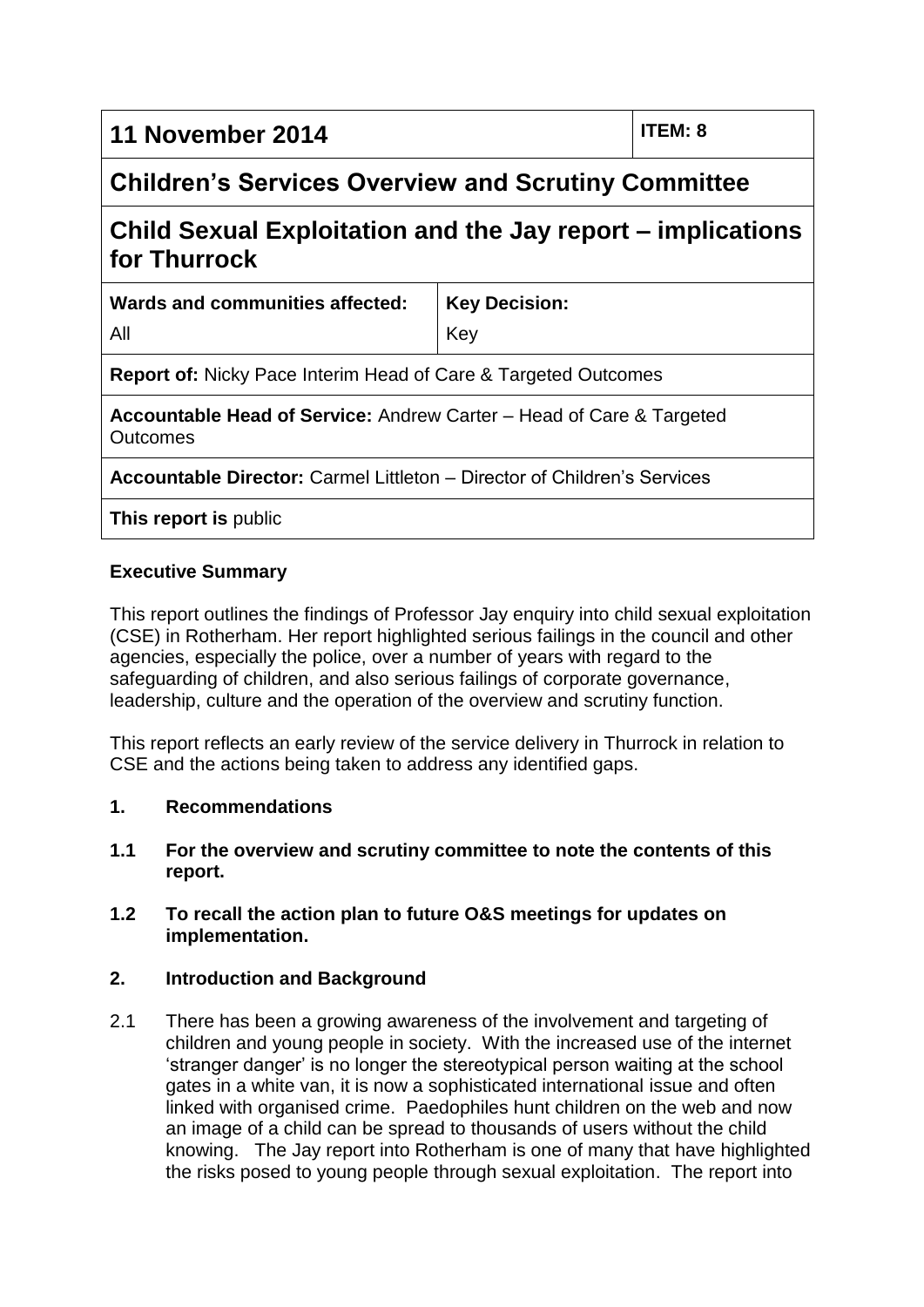| 11 November 2014 | | ITEM: 8 |
|---|---|---|
| **Children's Services Overview and Scrutiny Committee** | | |
| **Child Sexual Exploitation and the Jay report – implications for Thurrock** | | |
| **Wards and communities affected:** All | **Key Decision:** Key | |
| **Report of:** Nicky Pace Interim Head of Care & Targeted Outcomes | | |
| **Accountable Head of Service:** Andrew Carter – Head of Care & Targeted Outcomes | | |
| **Accountable Director:** Carmel Littleton – Director of Children's Services | | |
| **This report is** public | | |

**Executive Summary**

This report outlines the findings of Professor Jay enquiry into child sexual exploitation (CSE) in Rotherham. Her report highlighted serious failings in the council and other agencies, especially the police, over a number of years with regard to the safeguarding of children, and also serious failings of corporate governance, leadership, culture and the operation of the overview and scrutiny function.

This report reflects an early review of the service delivery in Thurrock in relation to CSE and the actions being taken to address any identified gaps.

**1. Recommendations**

**1.1 For the overview and scrutiny committee to note the contents of this report.**

**1.2 To recall the action plan to future O&S meetings for updates on implementation.**

**2. Introduction and Background**

2.1 There has been a growing awareness of the involvement and targeting of children and young people in society. With the increased use of the internet 'stranger danger' is no longer the stereotypical person waiting at the school gates in a white van, it is now a sophisticated international issue and often linked with organised crime. Paedophiles hunt children on the web and now an image of a child can be spread to thousands of users without the child knowing. The Jay report into Rotherham is one of many that have highlighted the risks posed to young people through sexual exploitation. The report into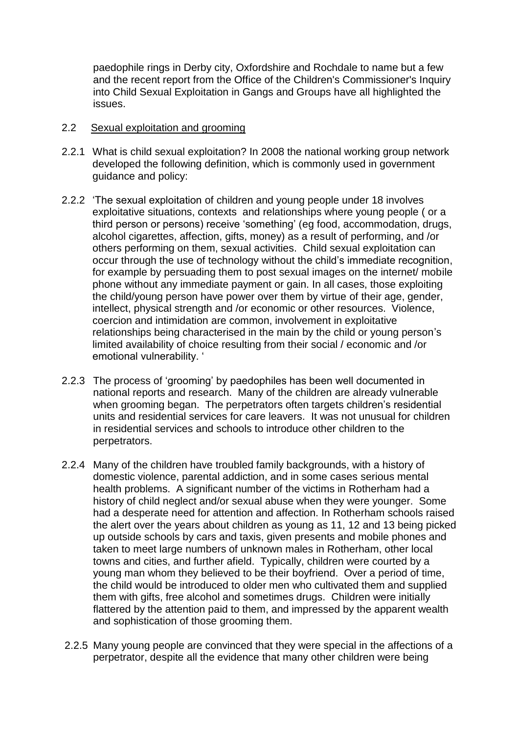paedophile rings in Derby city, Oxfordshire and Rochdale to name but a few and the recent report from the Office of the Children's Commissioner's Inquiry into Child Sexual Exploitation in Gangs and Groups have all highlighted the issues.

2.2 Sexual exploitation and grooming

2.2.1 What is child sexual exploitation? In 2008 the national working group network developed the following definition, which is commonly used in government guidance and policy:

2.2.2 'The sexual exploitation of children and young people under 18 involves exploitative situations, contexts and relationships where young people ( or a third person or persons) receive 'something' (eg food, accommodation, drugs, alcohol cigarettes, affection, gifts, money) as a result of performing, and /or others performing on them, sexual activities. Child sexual exploitation can occur through the use of technology without the child's immediate recognition, for example by persuading them to post sexual images on the internet/ mobile phone without any immediate payment or gain. In all cases, those exploiting the child/young person have power over them by virtue of their age, gender, intellect, physical strength and /or economic or other resources. Violence, coercion and intimidation are common, involvement in exploitative relationships being characterised in the main by the child or young person's limited availability of choice resulting from their social / economic and /or emotional vulnerability. '

2.2.3 The process of 'grooming' by paedophiles has been well documented in national reports and research. Many of the children are already vulnerable when grooming began. The perpetrators often targets children's residential units and residential services for care leavers. It was not unusual for children in residential services and schools to introduce other children to the perpetrators.

2.2.4 Many of the children have troubled family backgrounds, with a history of domestic violence, parental addiction, and in some cases serious mental health problems. A significant number of the victims in Rotherham had a history of child neglect and/or sexual abuse when they were younger. Some had a desperate need for attention and affection. In Rotherham schools raised the alert over the years about children as young as 11, 12 and 13 being picked up outside schools by cars and taxis, given presents and mobile phones and taken to meet large numbers of unknown males in Rotherham, other local towns and cities, and further afield. Typically, children were courted by a young man whom they believed to be their boyfriend. Over a period of time, the child would be introduced to older men who cultivated them and supplied them with gifts, free alcohol and sometimes drugs. Children were initially flattered by the attention paid to them, and impressed by the apparent wealth and sophistication of those grooming them.

2.2.5 Many young people are convinced that they were special in the affections of a perpetrator, despite all the evidence that many other children were being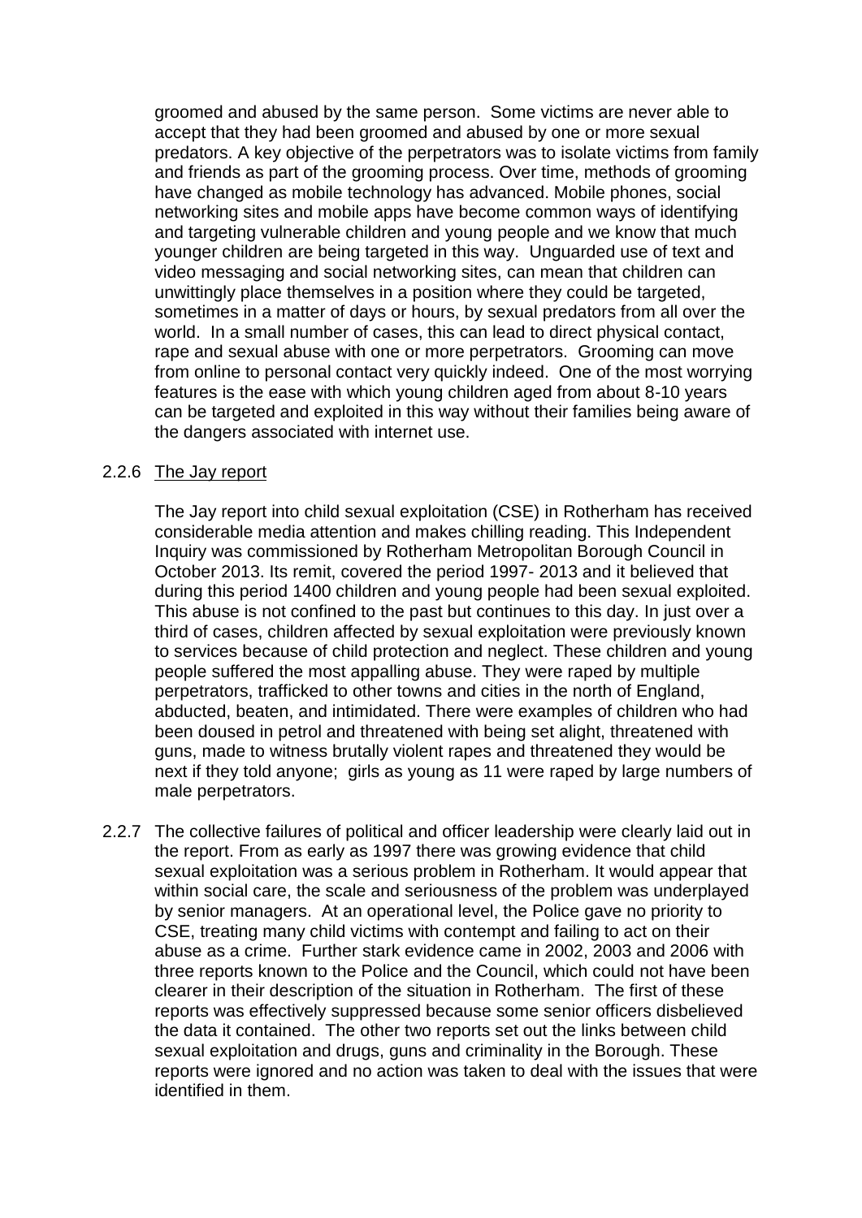groomed and abused by the same person. Some victims are never able to accept that they had been groomed and abused by one or more sexual predators. A key objective of the perpetrators was to isolate victims from family and friends as part of the grooming process. Over time, methods of grooming have changed as mobile technology has advanced. Mobile phones, social networking sites and mobile apps have become common ways of identifying and targeting vulnerable children and young people and we know that much younger children are being targeted in this way. Unguarded use of text and video messaging and social networking sites, can mean that children can unwittingly place themselves in a position where they could be targeted, sometimes in a matter of days or hours, by sexual predators from all over the world. In a small number of cases, this can lead to direct physical contact, rape and sexual abuse with one or more perpetrators. Grooming can move from online to personal contact very quickly indeed. One of the most worrying features is the ease with which young children aged from about 8-10 years can be targeted and exploited in this way without their families being aware of the dangers associated with internet use.

2.2.6 The Jay report

The Jay report into child sexual exploitation (CSE) in Rotherham has received considerable media attention and makes chilling reading. This Independent Inquiry was commissioned by Rotherham Metropolitan Borough Council in October 2013. Its remit, covered the period 1997- 2013 and it believed that during this period 1400 children and young people had been sexual exploited. This abuse is not confined to the past but continues to this day. In just over a third of cases, children affected by sexual exploitation were previously known to services because of child protection and neglect. These children and young people suffered the most appalling abuse. They were raped by multiple perpetrators, trafficked to other towns and cities in the north of England, abducted, beaten, and intimidated. There were examples of children who had been doused in petrol and threatened with being set alight, threatened with guns, made to witness brutally violent rapes and threatened they would be next if they told anyone; girls as young as 11 were raped by large numbers of male perpetrators.

2.2.7 The collective failures of political and officer leadership were clearly laid out in the report. From as early as 1997 there was growing evidence that child sexual exploitation was a serious problem in Rotherham. It would appear that within social care, the scale and seriousness of the problem was underplayed by senior managers. At an operational level, the Police gave no priority to CSE, treating many child victims with contempt and failing to act on their abuse as a crime. Further stark evidence came in 2002, 2003 and 2006 with three reports known to the Police and the Council, which could not have been clearer in their description of the situation in Rotherham. The first of these reports was effectively suppressed because some senior officers disbelieved the data it contained. The other two reports set out the links between child sexual exploitation and drugs, guns and criminality in the Borough. These reports were ignored and no action was taken to deal with the issues that were identified in them.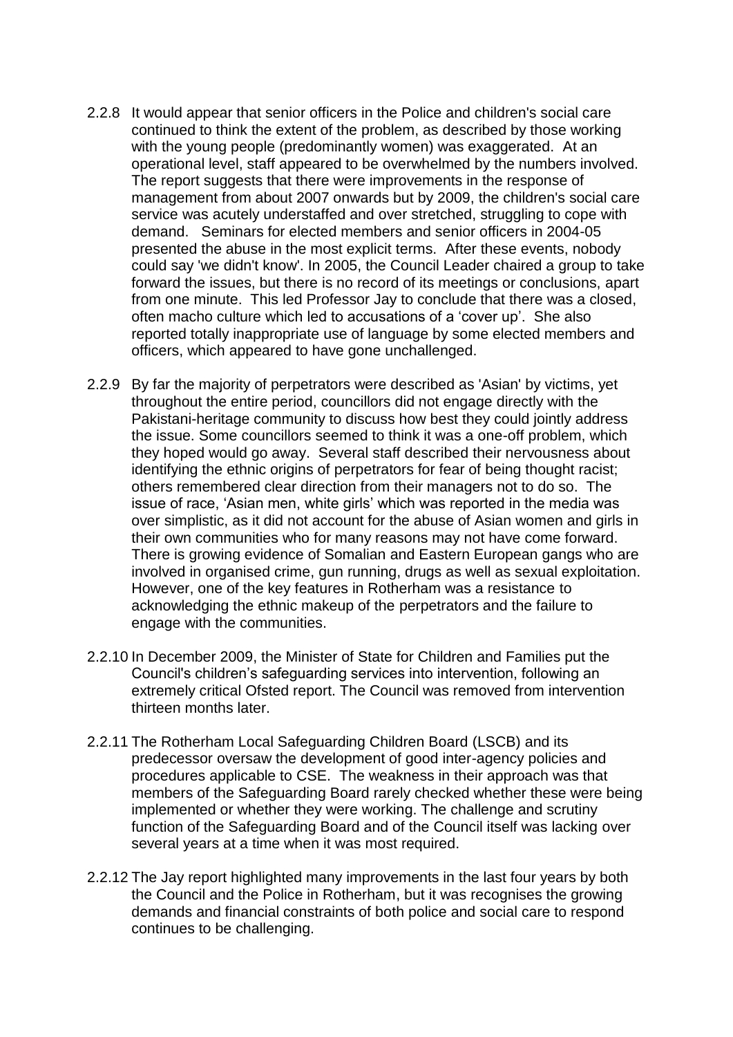2.2.8 It would appear that senior officers in the Police and children's social care continued to think the extent of the problem, as described by those working with the young people (predominantly women) was exaggerated. At an operational level, staff appeared to be overwhelmed by the numbers involved. The report suggests that there were improvements in the response of management from about 2007 onwards but by 2009, the children's social care service was acutely understaffed and over stretched, struggling to cope with demand. Seminars for elected members and senior officers in 2004-05 presented the abuse in the most explicit terms. After these events, nobody could say 'we didn't know'. In 2005, the Council Leader chaired a group to take forward the issues, but there is no record of its meetings or conclusions, apart from one minute. This led Professor Jay to conclude that there was a closed, often macho culture which led to accusations of a 'cover up'. She also reported totally inappropriate use of language by some elected members and officers, which appeared to have gone unchallenged.

2.2.9 By far the majority of perpetrators were described as 'Asian' by victims, yet throughout the entire period, councillors did not engage directly with the Pakistani-heritage community to discuss how best they could jointly address the issue. Some councillors seemed to think it was a one-off problem, which they hoped would go away. Several staff described their nervousness about identifying the ethnic origins of perpetrators for fear of being thought racist; others remembered clear direction from their managers not to do so. The issue of race, 'Asian men, white girls' which was reported in the media was over simplistic, as it did not account for the abuse of Asian women and girls in their own communities who for many reasons may not have come forward. There is growing evidence of Somalian and Eastern European gangs who are involved in organised crime, gun running, drugs as well as sexual exploitation. However, one of the key features in Rotherham was a resistance to acknowledging the ethnic makeup of the perpetrators and the failure to engage with the communities.

2.2.10 In December 2009, the Minister of State for Children and Families put the Council's children's safeguarding services into intervention, following an extremely critical Ofsted report. The Council was removed from intervention thirteen months later.

2.2.11 The Rotherham Local Safeguarding Children Board (LSCB) and its predecessor oversaw the development of good inter-agency policies and procedures applicable to CSE. The weakness in their approach was that members of the Safeguarding Board rarely checked whether these were being implemented or whether they were working. The challenge and scrutiny function of the Safeguarding Board and of the Council itself was lacking over several years at a time when it was most required.

2.2.12 The Jay report highlighted many improvements in the last four years by both the Council and the Police in Rotherham, but it was recognises the growing demands and financial constraints of both police and social care to respond continues to be challenging.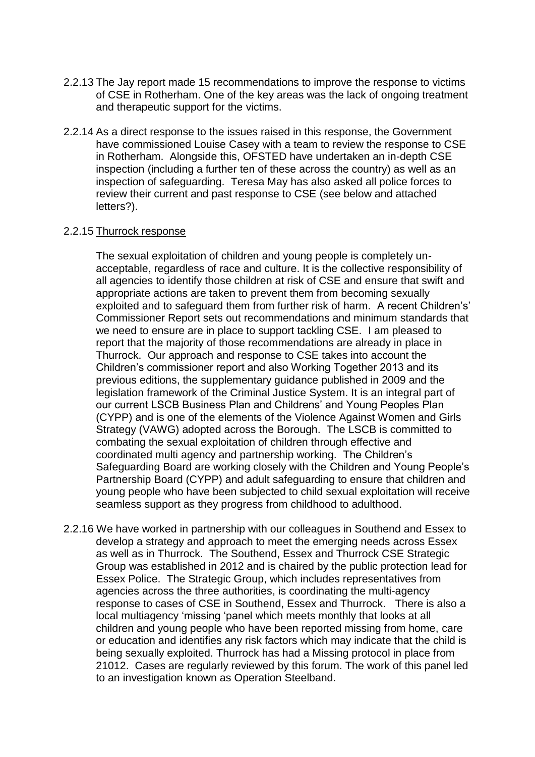2.2.13 The Jay report made 15 recommendations to improve the response to victims of CSE in Rotherham. One of the key areas was the lack of ongoing treatment and therapeutic support for the victims.

2.2.14 As a direct response to the issues raised in this response, the Government have commissioned Louise Casey with a team to review the response to CSE in Rotherham. Alongside this, OFSTED have undertaken an in-depth CSE inspection (including a further ten of these across the country) as well as an inspection of safeguarding. Teresa May has also asked all police forces to review their current and past response to CSE (see below and attached letters?).

2.2.15 <u>Thurrock response</u>

The sexual exploitation of children and young people is completely un-acceptable, regardless of race and culture. It is the collective responsibility of all agencies to identify those children at risk of CSE and ensure that swift and appropriate actions are taken to prevent them from becoming sexually exploited and to safeguard them from further risk of harm. A recent Children's' Commissioner Report sets out recommendations and minimum standards that we need to ensure are in place to support tackling CSE. I am pleased to report that the majority of those recommendations are already in place in Thurrock. Our approach and response to CSE takes into account the Children's commissioner report and also Working Together 2013 and its previous editions, the supplementary guidance published in 2009 and the legislation framework of the Criminal Justice System. It is an integral part of our current LSCB Business Plan and Childrens' and Young Peoples Plan (CYPP) and is one of the elements of the Violence Against Women and Girls Strategy (VAWG) adopted across the Borough. The LSCB is committed to combating the sexual exploitation of children through effective and coordinated multi agency and partnership working. The Children's Safeguarding Board are working closely with the Children and Young People's Partnership Board (CYPP) and adult safeguarding to ensure that children and young people who have been subjected to child sexual exploitation will receive seamless support as they progress from childhood to adulthood.

2.2.16 We have worked in partnership with our colleagues in Southend and Essex to develop a strategy and approach to meet the emerging needs across Essex as well as in Thurrock. The Southend, Essex and Thurrock CSE Strategic Group was established in 2012 and is chaired by the public protection lead for Essex Police. The Strategic Group, which includes representatives from agencies across the three authorities, is coordinating the multi-agency response to cases of CSE in Southend, Essex and Thurrock. There is also a local multiagency 'missing 'panel which meets monthly that looks at all children and young people who have been reported missing from home, care or education and identifies any risk factors which may indicate that the child is being sexually exploited. Thurrock has had a Missing protocol in place from 21012. Cases are regularly reviewed by this forum. The work of this panel led to an investigation known as Operation Steelband.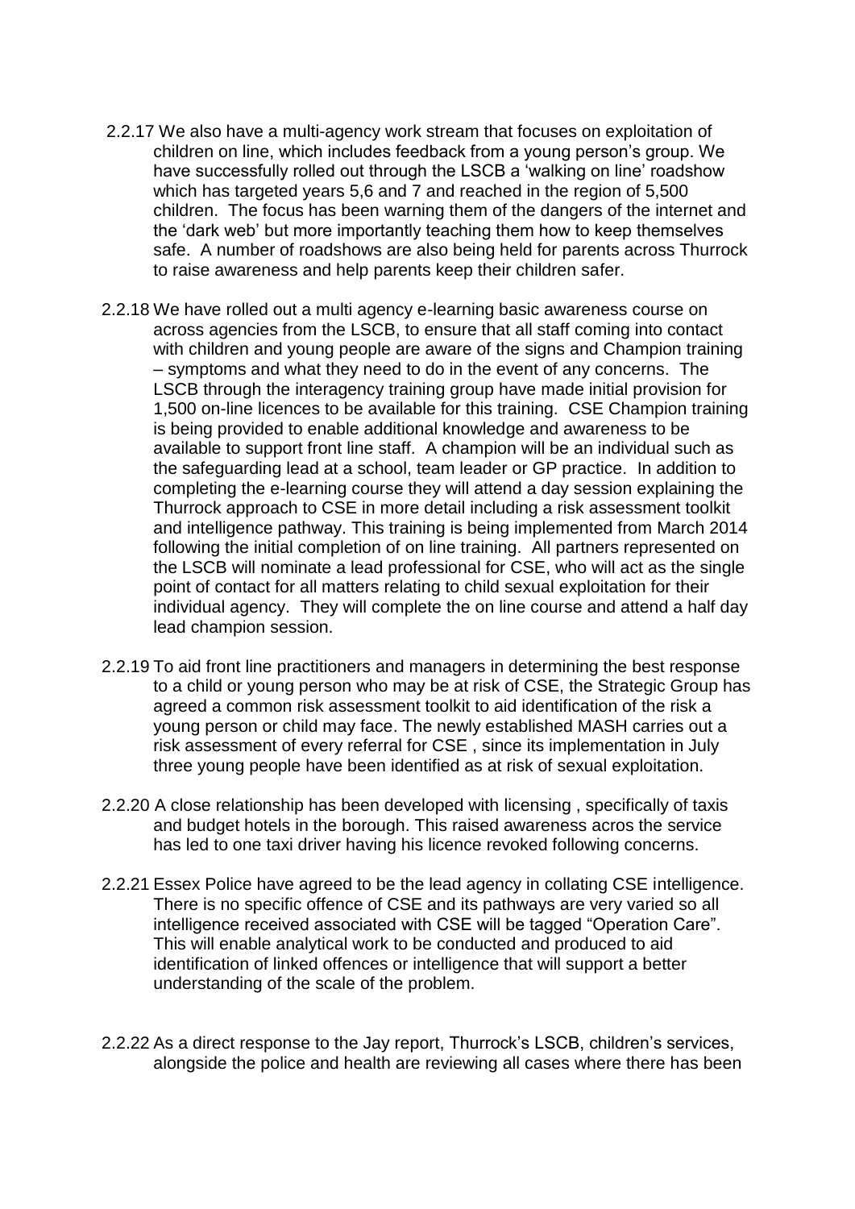2.2.17 We also have a multi-agency work stream that focuses on exploitation of children on line, which includes feedback from a young person's group. We have successfully rolled out through the LSCB a 'walking on line' roadshow which has targeted years 5,6 and 7 and reached in the region of 5,500 children. The focus has been warning them of the dangers of the internet and the 'dark web' but more importantly teaching them how to keep themselves safe. A number of roadshows are also being held for parents across Thurrock to raise awareness and help parents keep their children safer.

2.2.18 We have rolled out a multi agency e-learning basic awareness course on across agencies from the LSCB, to ensure that all staff coming into contact with children and young people are aware of the signs and Champion training – symptoms and what they need to do in the event of any concerns. The LSCB through the interagency training group have made initial provision for 1,500 on-line licences to be available for this training. CSE Champion training is being provided to enable additional knowledge and awareness to be available to support front line staff. A champion will be an individual such as the safeguarding lead at a school, team leader or GP practice. In addition to completing the e-learning course they will attend a day session explaining the Thurrock approach to CSE in more detail including a risk assessment toolkit and intelligence pathway. This training is being implemented from March 2014 following the initial completion of on line training. All partners represented on the LSCB will nominate a lead professional for CSE, who will act as the single point of contact for all matters relating to child sexual exploitation for their individual agency. They will complete the on line course and attend a half day lead champion session.

2.2.19 To aid front line practitioners and managers in determining the best response to a child or young person who may be at risk of CSE, the Strategic Group has agreed a common risk assessment toolkit to aid identification of the risk a young person or child may face. The newly established MASH carries out a risk assessment of every referral for CSE , since its implementation in July three young people have been identified as at risk of sexual exploitation.

2.2.20 A close relationship has been developed with licensing , specifically of taxis and budget hotels in the borough. This raised awareness acros the service has led to one taxi driver having his licence revoked following concerns.

2.2.21 Essex Police have agreed to be the lead agency in collating CSE intelligence. There is no specific offence of CSE and its pathways are very varied so all intelligence received associated with CSE will be tagged "Operation Care". This will enable analytical work to be conducted and produced to aid identification of linked offences or intelligence that will support a better understanding of the scale of the problem.

2.2.22 As a direct response to the Jay report, Thurrock's LSCB, children's services, alongside the police and health are reviewing all cases where there has been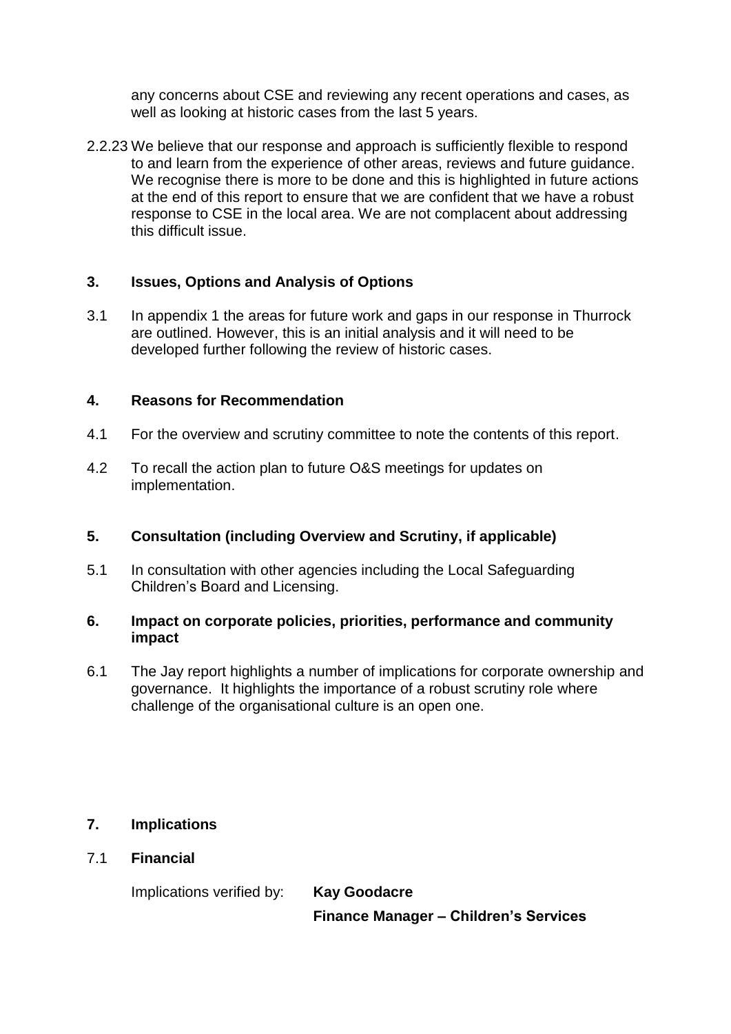any concerns about CSE and reviewing any recent operations and cases, as well as looking at historic cases from the last 5 years.

2.2.23 We believe that our response and approach is sufficiently flexible to respond to and learn from the experience of other areas, reviews and future guidance. We recognise there is more to be done and this is highlighted in future actions at the end of this report to ensure that we are confident that we have a robust response to CSE in the local area. We are not complacent about addressing this difficult issue.

## 3. Issues, Options and Analysis of Options

3.1 In appendix 1 the areas for future work and gaps in our response in Thurrock are outlined. However, this is an initial analysis and it will need to be developed further following the review of historic cases.

## 4. Reasons for Recommendation

4.1 For the overview and scrutiny committee to note the contents of this report.

4.2 To recall the action plan to future O&S meetings for updates on implementation.

## 5. Consultation (including Overview and Scrutiny, if applicable)

5.1 In consultation with other agencies including the Local Safeguarding Children's Board and Licensing.

## 6. Impact on corporate policies, priorities, performance and community impact

6.1 The Jay report highlights a number of implications for corporate ownership and governance. It highlights the importance of a robust scrutiny role where challenge of the organisational culture is an open one.

## 7. Implications

### 7.1 Financial

Implications verified by: **Kay Goodacre**
**Finance Manager – Children's Services**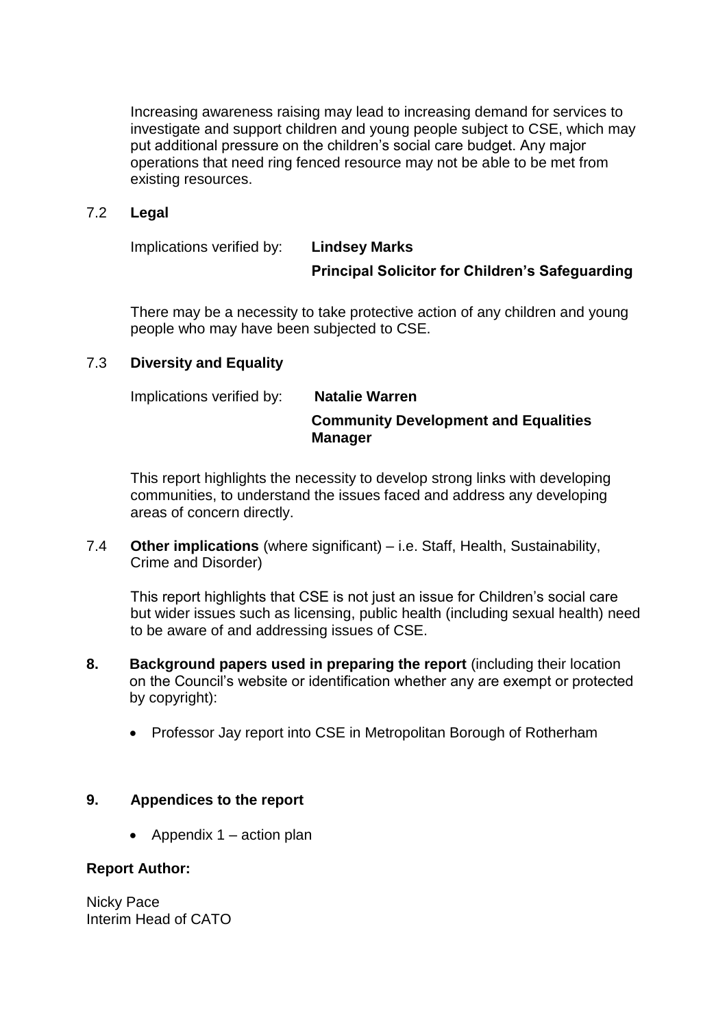Increasing awareness raising may lead to increasing demand for services to investigate and support children and young people subject to CSE, which may put additional pressure on the children's social care budget. Any major operations that need ring fenced resource may not be able to be met from existing resources.

7.2 **Legal**

Implications verified by: **Lindsey Marks**
**Principal Solicitor for Children's Safeguarding**

There may be a necessity to take protective action of any children and young people who may have been subjected to CSE.

7.3 **Diversity and Equality**

Implications verified by: **Natalie Warren**
**Community Development and Equalities Manager**

This report highlights the necessity to develop strong links with developing communities, to understand the issues faced and address any developing areas of concern directly.

7.4 **Other implications** (where significant) – i.e. Staff, Health, Sustainability, Crime and Disorder)

This report highlights that CSE is not just an issue for Children's social care but wider issues such as licensing, public health (including sexual health) need to be aware of and addressing issues of CSE.

**8. Background papers used in preparing the report** (including their location on the Council's website or identification whether any are exempt or protected by copyright):

- Professor Jay report into CSE in Metropolitan Borough of Rotherham

**9. Appendices to the report**

- Appendix 1 – action plan

**Report Author:**

Nicky Pace
Interim Head of CATO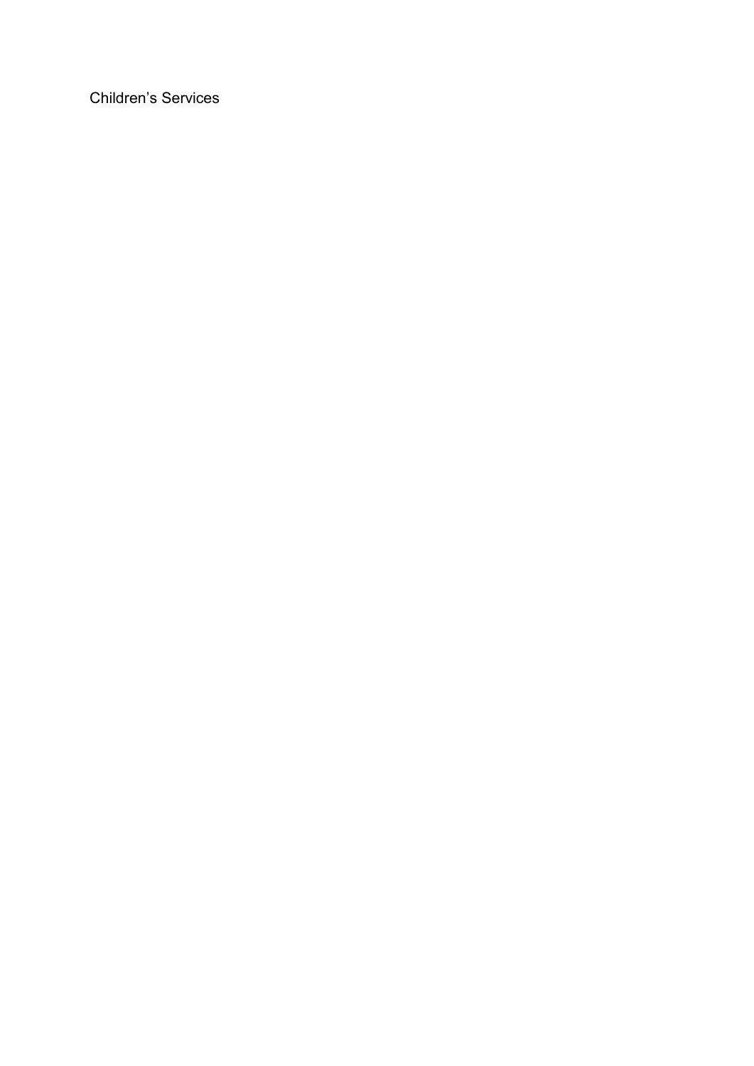Children’s Services